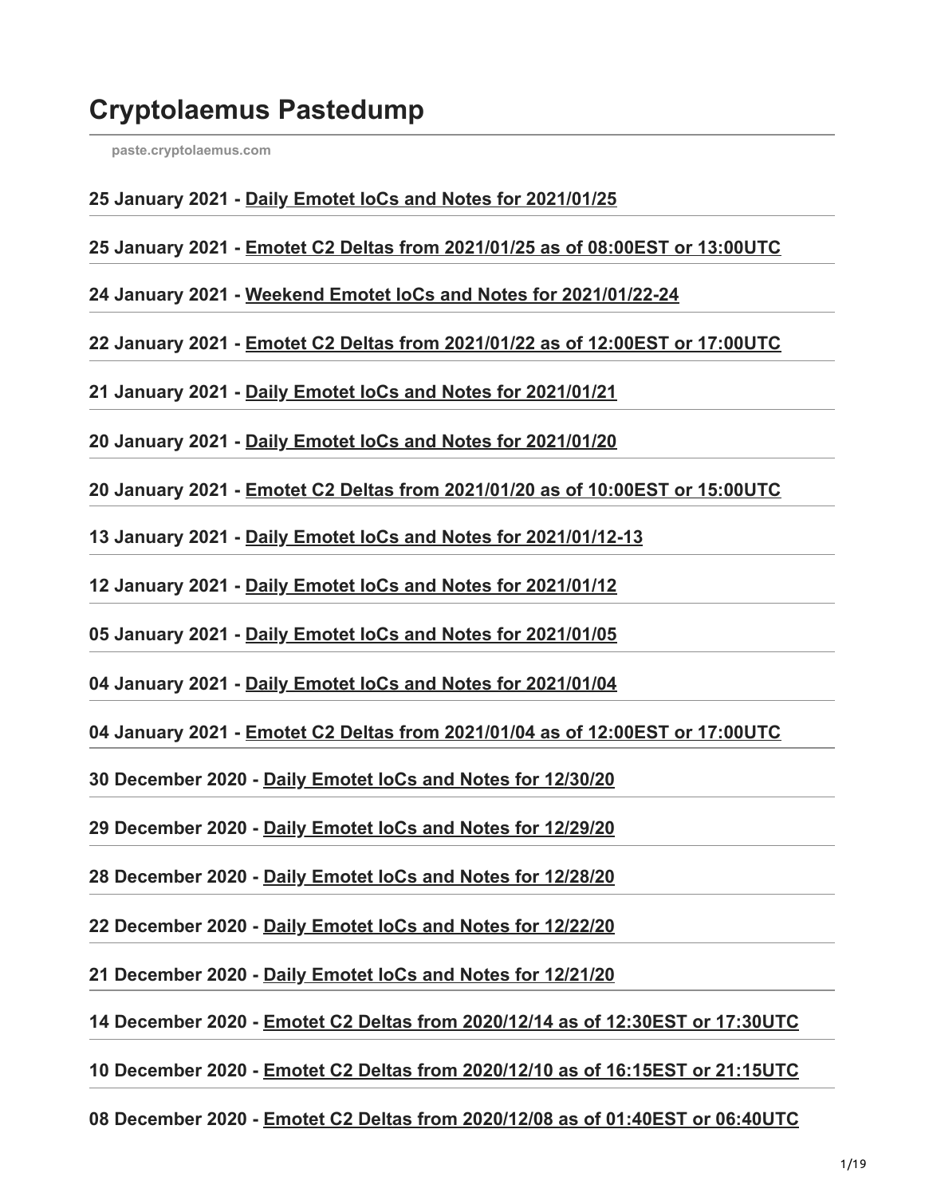# Cryptolaemus Pastedump

paste.cryptolaemus.com

**25 January 2021 - Daily Emotet IoCs and Notes for 2021/01/25**

**25 January 2021 - Emotet C2 Deltas from 2021/01/25 as of 08:00EST or 13:00UTC**

**24 January 2021 - Weekend Emotet IoCs and Notes for 2021/01/22-24**

**22 January 2021 - Emotet C2 Deltas from 2021/01/22 as of 12:00EST or 17:00UTC**

**21 January 2021 - Daily Emotet IoCs and Notes for 2021/01/21**

**20 January 2021 - Daily Emotet IoCs and Notes for 2021/01/20**

**20 January 2021 - Emotet C2 Deltas from 2021/01/20 as of 10:00EST or 15:00UTC**

**13 January 2021 - Daily Emotet IoCs and Notes for 2021/01/12-13**

**12 January 2021 - Daily Emotet IoCs and Notes for 2021/01/12**

**05 January 2021 - Daily Emotet IoCs and Notes for 2021/01/05**

**04 January 2021 - Daily Emotet IoCs and Notes for 2021/01/04**

**04 January 2021 - Emotet C2 Deltas from 2021/01/04 as of 12:00EST or 17:00UTC**

**30 December 2020 - Daily Emotet IoCs and Notes for 12/30/20**

**29 December 2020 - Daily Emotet IoCs and Notes for 12/29/20**

**28 December 2020 - Daily Emotet IoCs and Notes for 12/28/20**

**22 December 2020 - Daily Emotet IoCs and Notes for 12/22/20**

**21 December 2020 - Daily Emotet IoCs and Notes for 12/21/20**

**14 December 2020 - Emotet C2 Deltas from 2020/12/14 as of 12:30EST or 17:30UTC**

**10 December 2020 - Emotet C2 Deltas from 2020/12/10 as of 16:15EST or 21:15UTC**

**08 December 2020 - Emotet C2 Deltas from 2020/12/08 as of 01:40EST or 06:40UTC**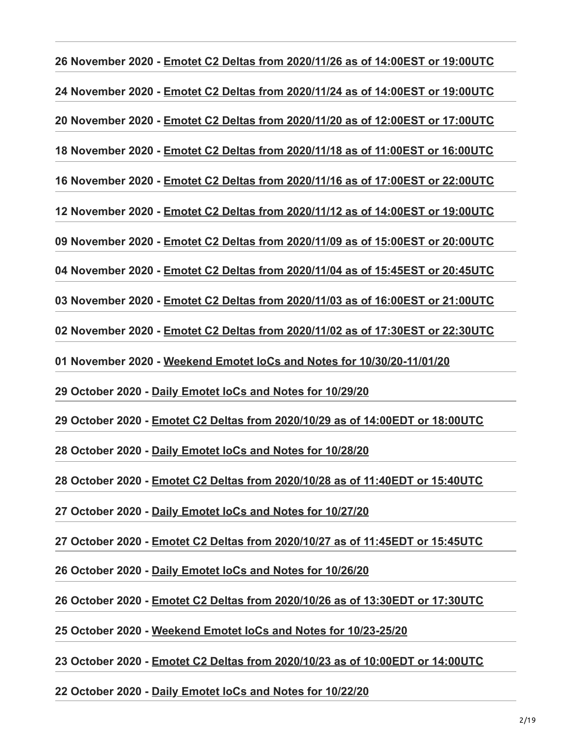**26 November 2020 - Emotet C2 Deltas from 2020/11/26 as of 14:00EST or 19:00UTC**

**24 November 2020 - Emotet C2 Deltas from 2020/11/24 as of 14:00EST or 19:00UTC**

**20 November 2020 - Emotet C2 Deltas from 2020/11/20 as of 12:00EST or 17:00UTC**

**18 November 2020 - Emotet C2 Deltas from 2020/11/18 as of 11:00EST or 16:00UTC**

**16 November 2020 - Emotet C2 Deltas from 2020/11/16 as of 17:00EST or 22:00UTC**

**12 November 2020 - Emotet C2 Deltas from 2020/11/12 as of 14:00EST or 19:00UTC**

**09 November 2020 - Emotet C2 Deltas from 2020/11/09 as of 15:00EST or 20:00UTC**

**04 November 2020 - Emotet C2 Deltas from 2020/11/04 as of 15:45EST or 20:45UTC**

**03 November 2020 - Emotet C2 Deltas from 2020/11/03 as of 16:00EST or 21:00UTC**

**02 November 2020 - Emotet C2 Deltas from 2020/11/02 as of 17:30EST or 22:30UTC**

**01 November 2020 - Weekend Emotet IoCs and Notes for 10/30/20-11/01/20**

**29 October 2020 - Daily Emotet IoCs and Notes for 10/29/20**

**29 October 2020 - Emotet C2 Deltas from 2020/10/29 as of 14:00EDT or 18:00UTC**

**28 October 2020 - Daily Emotet IoCs and Notes for 10/28/20**

**28 October 2020 - Emotet C2 Deltas from 2020/10/28 as of 11:40EDT or 15:40UTC**

**27 October 2020 - Daily Emotet IoCs and Notes for 10/27/20**

**27 October 2020 - Emotet C2 Deltas from 2020/10/27 as of 11:45EDT or 15:45UTC**

**26 October 2020 - Daily Emotet IoCs and Notes for 10/26/20**

**26 October 2020 - Emotet C2 Deltas from 2020/10/26 as of 13:30EDT or 17:30UTC**

**25 October 2020 - Weekend Emotet IoCs and Notes for 10/23-25/20**

**23 October 2020 - Emotet C2 Deltas from 2020/10/23 as of 10:00EDT or 14:00UTC**

**22 October 2020 - Daily Emotet IoCs and Notes for 10/22/20**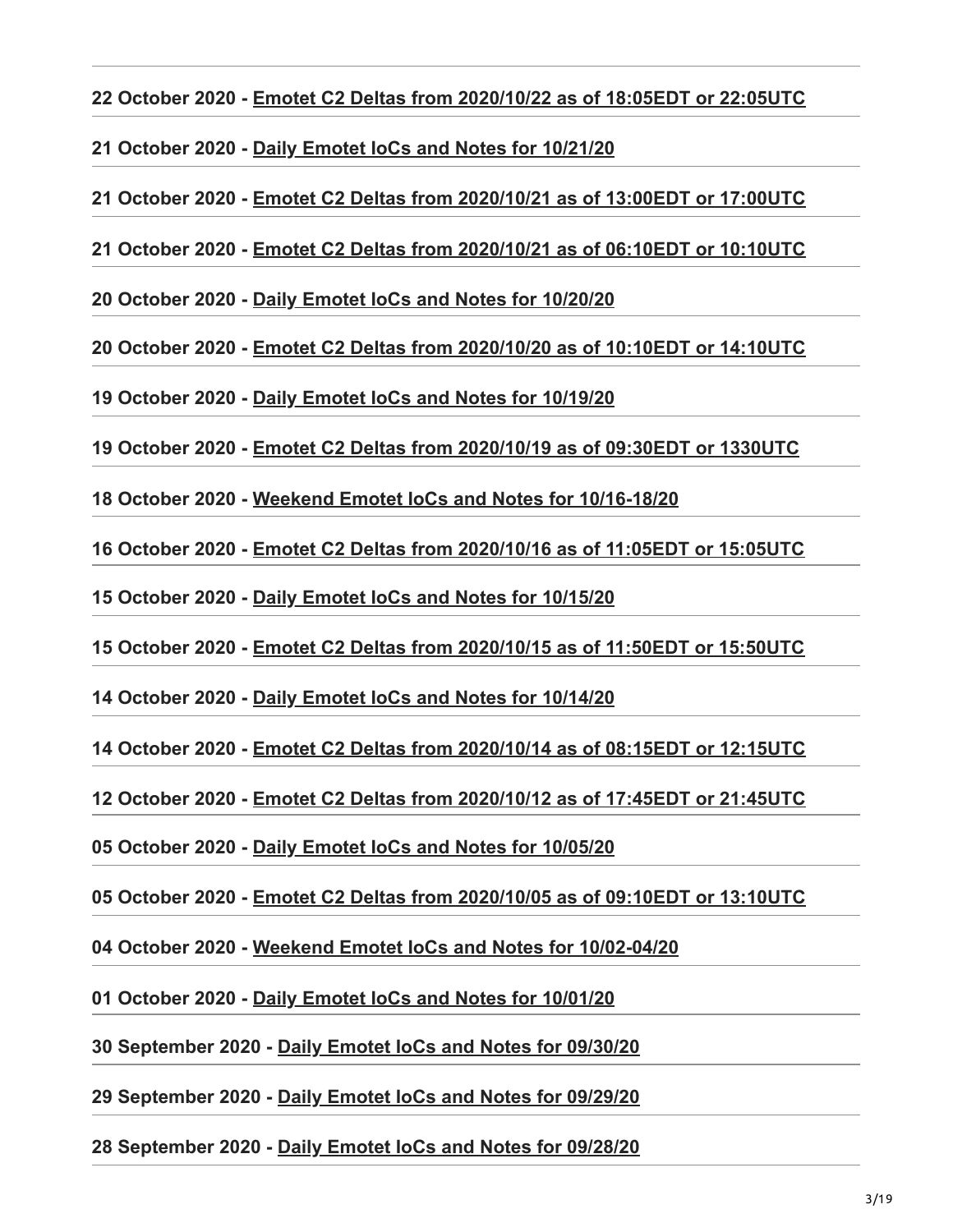**22 October 2020 - Emotet C2 Deltas from 2020/10/22 as of 18:05EDT or 22:05UTC**

**21 October 2020 - Daily Emotet IoCs and Notes for 10/21/20**

**21 October 2020 - Emotet C2 Deltas from 2020/10/21 as of 13:00EDT or 17:00UTC**

**21 October 2020 - Emotet C2 Deltas from 2020/10/21 as of 06:10EDT or 10:10UTC**

**20 October 2020 - Daily Emotet IoCs and Notes for 10/20/20**

**20 October 2020 - Emotet C2 Deltas from 2020/10/20 as of 10:10EDT or 14:10UTC**

**19 October 2020 - Daily Emotet IoCs and Notes for 10/19/20**

**19 October 2020 - Emotet C2 Deltas from 2020/10/19 as of 09:30EDT or 1330UTC**

**18 October 2020 - Weekend Emotet IoCs and Notes for 10/16-18/20**

**16 October 2020 - Emotet C2 Deltas from 2020/10/16 as of 11:05EDT or 15:05UTC**

**15 October 2020 - Daily Emotet IoCs and Notes for 10/15/20**

**15 October 2020 - Emotet C2 Deltas from 2020/10/15 as of 11:50EDT or 15:50UTC**

**14 October 2020 - Daily Emotet IoCs and Notes for 10/14/20**

**14 October 2020 - Emotet C2 Deltas from 2020/10/14 as of 08:15EDT or 12:15UTC**

**12 October 2020 - Emotet C2 Deltas from 2020/10/12 as of 17:45EDT or 21:45UTC**

**05 October 2020 - Daily Emotet IoCs and Notes for 10/05/20**

**05 October 2020 - Emotet C2 Deltas from 2020/10/05 as of 09:10EDT or 13:10UTC**

**04 October 2020 - Weekend Emotet IoCs and Notes for 10/02-04/20**

**01 October 2020 - Daily Emotet IoCs and Notes for 10/01/20**

**30 September 2020 - Daily Emotet IoCs and Notes for 09/30/20**

**29 September 2020 - Daily Emotet IoCs and Notes for 09/29/20**

**28 September 2020 - Daily Emotet IoCs and Notes for 09/28/20**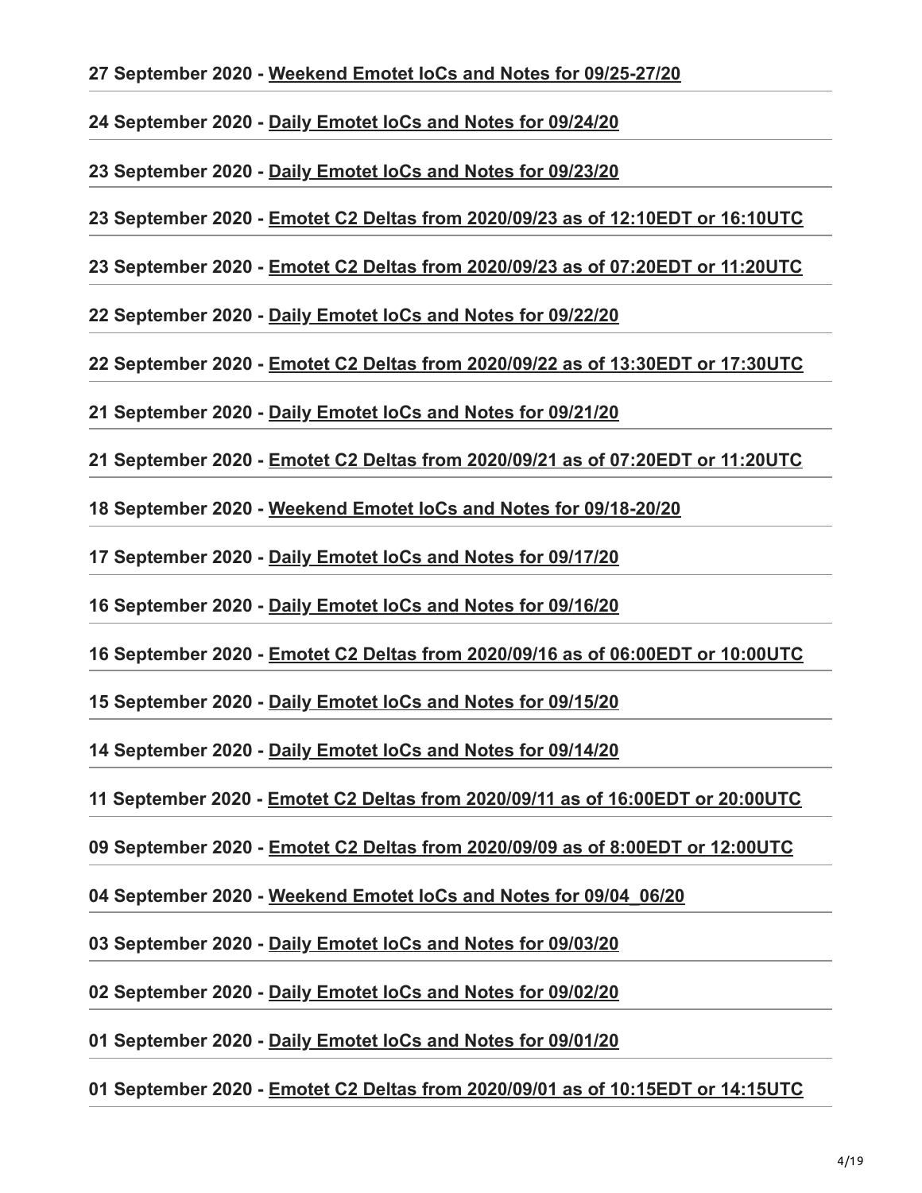**27 September 2020 - Weekend Emotet IoCs and Notes for 09/25-27/20**

**24 September 2020 - Daily Emotet IoCs and Notes for 09/24/20**

**23 September 2020 - Daily Emotet IoCs and Notes for 09/23/20**

**23 September 2020 - Emotet C2 Deltas from 2020/09/23 as of 12:10EDT or 16:10UTC**

**23 September 2020 - Emotet C2 Deltas from 2020/09/23 as of 07:20EDT or 11:20UTC**

**22 September 2020 - Daily Emotet IoCs and Notes for 09/22/20**

**22 September 2020 - Emotet C2 Deltas from 2020/09/22 as of 13:30EDT or 17:30UTC**

**21 September 2020 - Daily Emotet IoCs and Notes for 09/21/20**

**21 September 2020 - Emotet C2 Deltas from 2020/09/21 as of 07:20EDT or 11:20UTC**

**18 September 2020 - Weekend Emotet IoCs and Notes for 09/18-20/20**

**17 September 2020 - Daily Emotet IoCs and Notes for 09/17/20**

**16 September 2020 - Daily Emotet IoCs and Notes for 09/16/20**

**16 September 2020 - Emotet C2 Deltas from 2020/09/16 as of 06:00EDT or 10:00UTC**

**15 September 2020 - Daily Emotet IoCs and Notes for 09/15/20**

**14 September 2020 - Daily Emotet IoCs and Notes for 09/14/20**

**11 September 2020 - Emotet C2 Deltas from 2020/09/11 as of 16:00EDT or 20:00UTC**

**09 September 2020 - Emotet C2 Deltas from 2020/09/09 as of 8:00EDT or 12:00UTC**

**04 September 2020 - Weekend Emotet IoCs and Notes for 09/04_06/20**

**03 September 2020 - Daily Emotet IoCs and Notes for 09/03/20**

**02 September 2020 - Daily Emotet IoCs and Notes for 09/02/20**

**01 September 2020 - Daily Emotet IoCs and Notes for 09/01/20**

**01 September 2020 - Emotet C2 Deltas from 2020/09/01 as of 10:15EDT or 14:15UTC**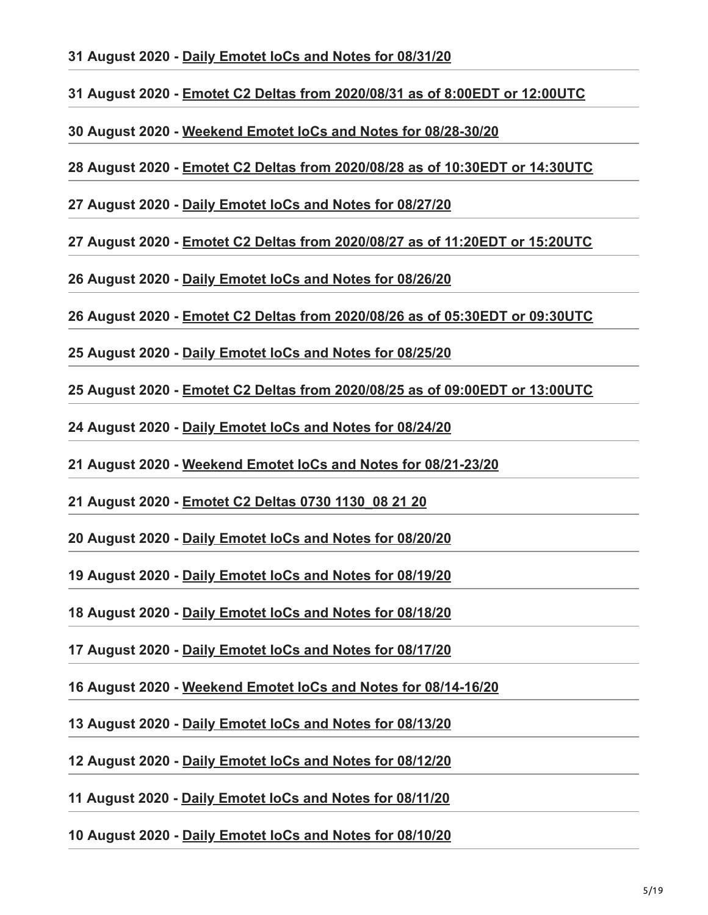**31 August 2020 - Daily Emotet IoCs and Notes for 08/31/20**

**31 August 2020 - Emotet C2 Deltas from 2020/08/31 as of 8:00EDT or 12:00UTC**

**30 August 2020 - Weekend Emotet IoCs and Notes for 08/28-30/20**

**28 August 2020 - Emotet C2 Deltas from 2020/08/28 as of 10:30EDT or 14:30UTC**

**27 August 2020 - Daily Emotet IoCs and Notes for 08/27/20**

**27 August 2020 - Emotet C2 Deltas from 2020/08/27 as of 11:20EDT or 15:20UTC**

**26 August 2020 - Daily Emotet IoCs and Notes for 08/26/20**

**26 August 2020 - Emotet C2 Deltas from 2020/08/26 as of 05:30EDT or 09:30UTC**

**25 August 2020 - Daily Emotet IoCs and Notes for 08/25/20**

**25 August 2020 - Emotet C2 Deltas from 2020/08/25 as of 09:00EDT or 13:00UTC**

**24 August 2020 - Daily Emotet IoCs and Notes for 08/24/20**

**21 August 2020 - Weekend Emotet IoCs and Notes for 08/21-23/20**

**21 August 2020 - Emotet C2 Deltas 0730 1130_08 21 20**

**20 August 2020 - Daily Emotet IoCs and Notes for 08/20/20**

**19 August 2020 - Daily Emotet IoCs and Notes for 08/19/20**

**18 August 2020 - Daily Emotet IoCs and Notes for 08/18/20**

**17 August 2020 - Daily Emotet IoCs and Notes for 08/17/20**

**16 August 2020 - Weekend Emotet IoCs and Notes for 08/14-16/20**

**13 August 2020 - Daily Emotet IoCs and Notes for 08/13/20**

**12 August 2020 - Daily Emotet IoCs and Notes for 08/12/20**

**11 August 2020 - Daily Emotet IoCs and Notes for 08/11/20**

**10 August 2020 - Daily Emotet IoCs and Notes for 08/10/20**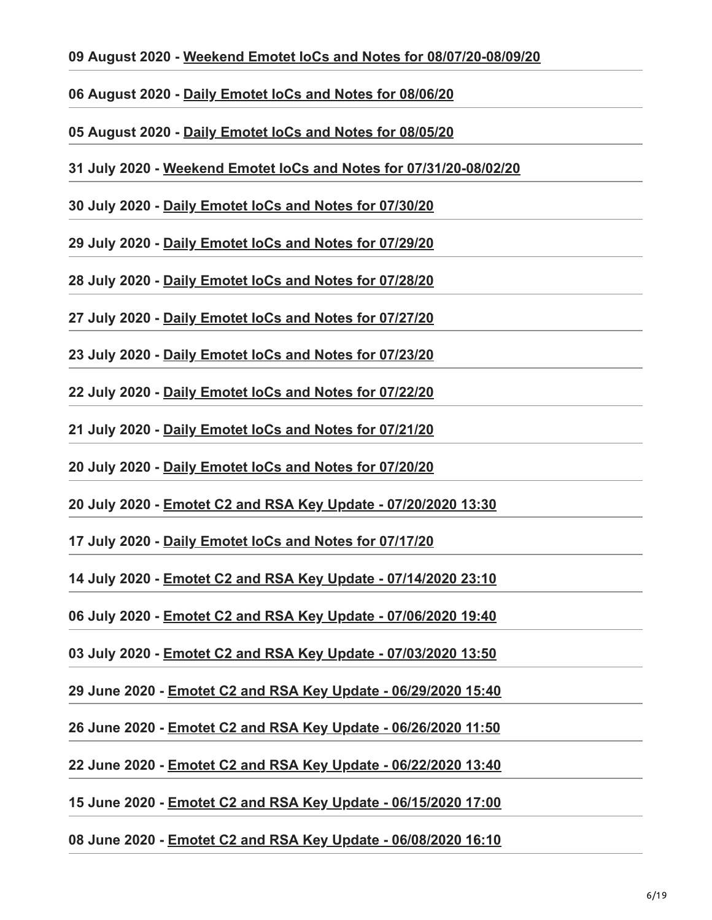**09 August 2020 - Weekend Emotet IoCs and Notes for 08/07/20-08/09/20**

---

**06 August 2020 - Daily Emotet IoCs and Notes for 08/06/20**

---

**05 August 2020 - Daily Emotet IoCs and Notes for 08/05/20**

---

**31 July 2020 - Weekend Emotet IoCs and Notes for 07/31/20-08/02/20**

---

**30 July 2020 - Daily Emotet IoCs and Notes for 07/30/20**

---

**29 July 2020 - Daily Emotet IoCs and Notes for 07/29/20**

---

**28 July 2020 - Daily Emotet IoCs and Notes for 07/28/20**

---

**27 July 2020 - Daily Emotet IoCs and Notes for 07/27/20**

---

**23 July 2020 - Daily Emotet IoCs and Notes for 07/23/20**

---

**22 July 2020 - Daily Emotet IoCs and Notes for 07/22/20**

---

**21 July 2020 - Daily Emotet IoCs and Notes for 07/21/20**

---

**20 July 2020 - Daily Emotet IoCs and Notes for 07/20/20**

---

**20 July 2020 - Emotet C2 and RSA Key Update - 07/20/2020 13:30**

---

**17 July 2020 - Daily Emotet IoCs and Notes for 07/17/20**

---

**14 July 2020 - Emotet C2 and RSA Key Update - 07/14/2020 23:10**

---

**06 July 2020 - Emotet C2 and RSA Key Update - 07/06/2020 19:40**

---

**03 July 2020 - Emotet C2 and RSA Key Update - 07/03/2020 13:50**

---

**29 June 2020 - Emotet C2 and RSA Key Update - 06/29/2020 15:40**

---

**26 June 2020 - Emotet C2 and RSA Key Update - 06/26/2020 11:50**

---

**22 June 2020 - Emotet C2 and RSA Key Update - 06/22/2020 13:40**

---

**15 June 2020 - Emotet C2 and RSA Key Update - 06/15/2020 17:00**

---

**08 June 2020 - Emotet C2 and RSA Key Update - 06/08/2020 16:10**

---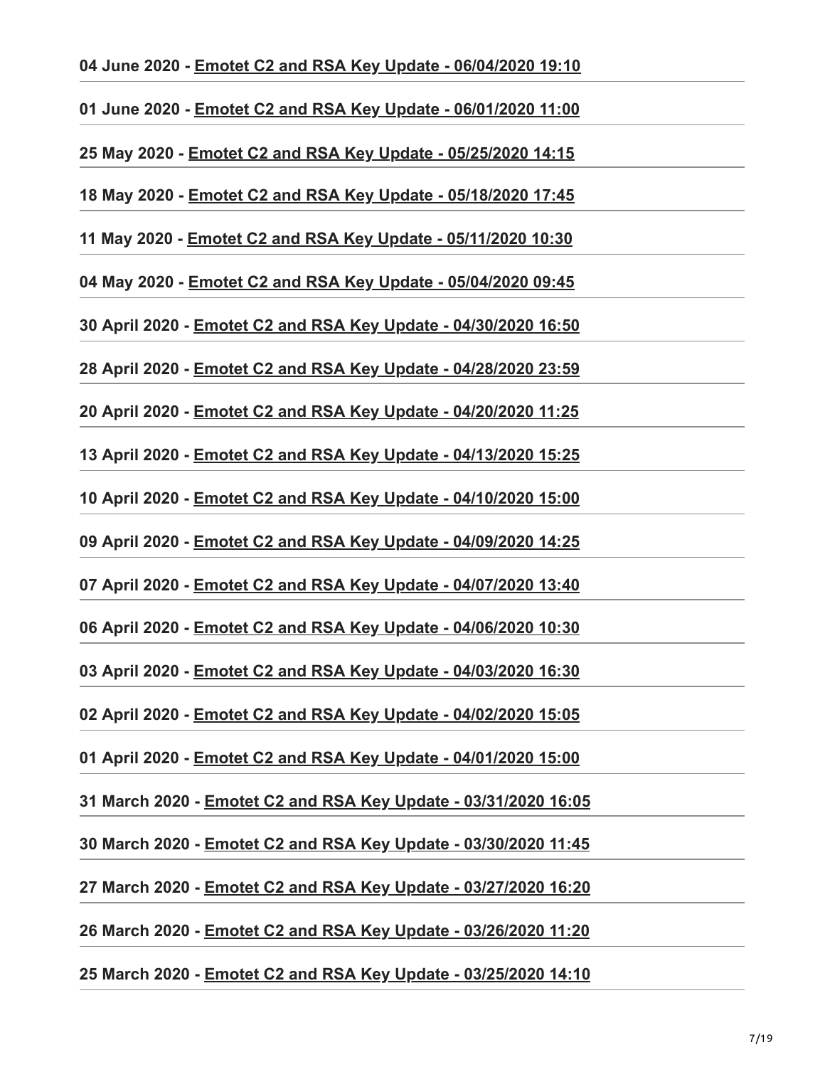**04 June 2020 - Emotet C2 and RSA Key Update - 06/04/2020 19:10**

---

**01 June 2020 - Emotet C2 and RSA Key Update - 06/01/2020 11:00**

---

**25 May 2020 - Emotet C2 and RSA Key Update - 05/25/2020 14:15**

---

**18 May 2020 - Emotet C2 and RSA Key Update - 05/18/2020 17:45**

---

**11 May 2020 - Emotet C2 and RSA Key Update - 05/11/2020 10:30**

---

**04 May 2020 - Emotet C2 and RSA Key Update - 05/04/2020 09:45**

---

**30 April 2020 - Emotet C2 and RSA Key Update - 04/30/2020 16:50**

---

**28 April 2020 - Emotet C2 and RSA Key Update - 04/28/2020 23:59**

---

**20 April 2020 - Emotet C2 and RSA Key Update - 04/20/2020 11:25**

---

**13 April 2020 - Emotet C2 and RSA Key Update - 04/13/2020 15:25**

---

**10 April 2020 - Emotet C2 and RSA Key Update - 04/10/2020 15:00**

---

**09 April 2020 - Emotet C2 and RSA Key Update - 04/09/2020 14:25**

---

**07 April 2020 - Emotet C2 and RSA Key Update - 04/07/2020 13:40**

---

**06 April 2020 - Emotet C2 and RSA Key Update - 04/06/2020 10:30**

---

**03 April 2020 - Emotet C2 and RSA Key Update - 04/03/2020 16:30**

---

**02 April 2020 - Emotet C2 and RSA Key Update - 04/02/2020 15:05**

---

**01 April 2020 - Emotet C2 and RSA Key Update - 04/01/2020 15:00**

---

**31 March 2020 - Emotet C2 and RSA Key Update - 03/31/2020 16:05**

---

**30 March 2020 - Emotet C2 and RSA Key Update - 03/30/2020 11:45**

---

**27 March 2020 - Emotet C2 and RSA Key Update - 03/27/2020 16:20**

---

**26 March 2020 - Emotet C2 and RSA Key Update - 03/26/2020 11:20**

---

**25 March 2020 - Emotet C2 and RSA Key Update - 03/25/2020 14:10**

---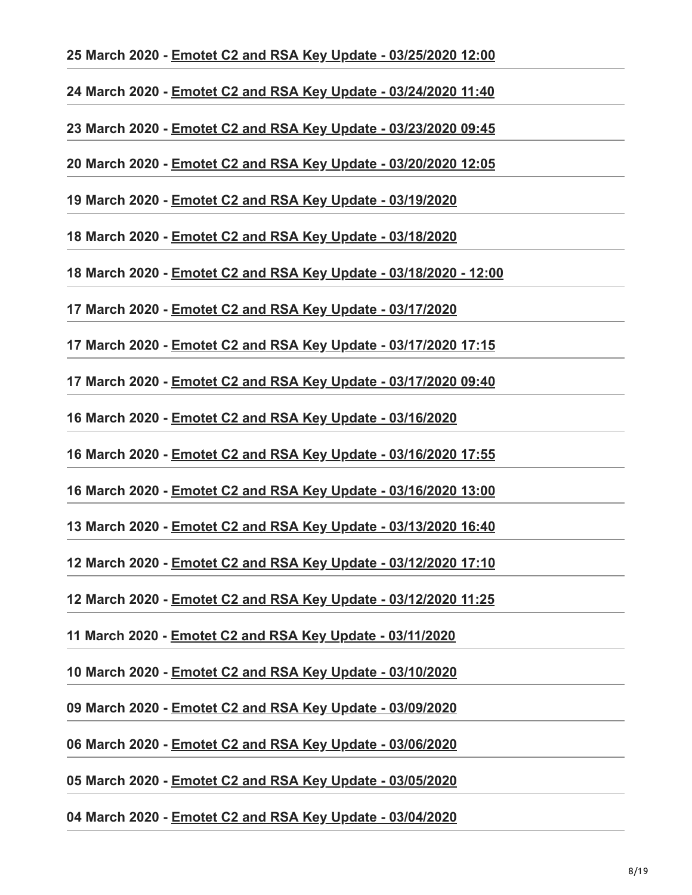**25 March 2020 - Emotet C2 and RSA Key Update - 03/25/2020 12:00**

---

**24 March 2020 - Emotet C2 and RSA Key Update - 03/24/2020 11:40**

---

**23 March 2020 - Emotet C2 and RSA Key Update - 03/23/2020 09:45**

---

**20 March 2020 - Emotet C2 and RSA Key Update - 03/20/2020 12:05**

---

**19 March 2020 - Emotet C2 and RSA Key Update - 03/19/2020**

---

**18 March 2020 - Emotet C2 and RSA Key Update - 03/18/2020**

---

**18 March 2020 - Emotet C2 and RSA Key Update - 03/18/2020 - 12:00**

---

**17 March 2020 - Emotet C2 and RSA Key Update - 03/17/2020**

---

**17 March 2020 - Emotet C2 and RSA Key Update - 03/17/2020 17:15**

---

**17 March 2020 - Emotet C2 and RSA Key Update - 03/17/2020 09:40**

---

**16 March 2020 - Emotet C2 and RSA Key Update - 03/16/2020**

---

**16 March 2020 - Emotet C2 and RSA Key Update - 03/16/2020 17:55**

---

**16 March 2020 - Emotet C2 and RSA Key Update - 03/16/2020 13:00**

---

**13 March 2020 - Emotet C2 and RSA Key Update - 03/13/2020 16:40**

---

**12 March 2020 - Emotet C2 and RSA Key Update - 03/12/2020 17:10**

---

**12 March 2020 - Emotet C2 and RSA Key Update - 03/12/2020 11:25**

---

**11 March 2020 - Emotet C2 and RSA Key Update - 03/11/2020**

---

**10 March 2020 - Emotet C2 and RSA Key Update - 03/10/2020**

---

**09 March 2020 - Emotet C2 and RSA Key Update - 03/09/2020**

---

**06 March 2020 - Emotet C2 and RSA Key Update - 03/06/2020**

---

**05 March 2020 - Emotet C2 and RSA Key Update - 03/05/2020**

---

**04 March 2020 - Emotet C2 and RSA Key Update - 03/04/2020**

---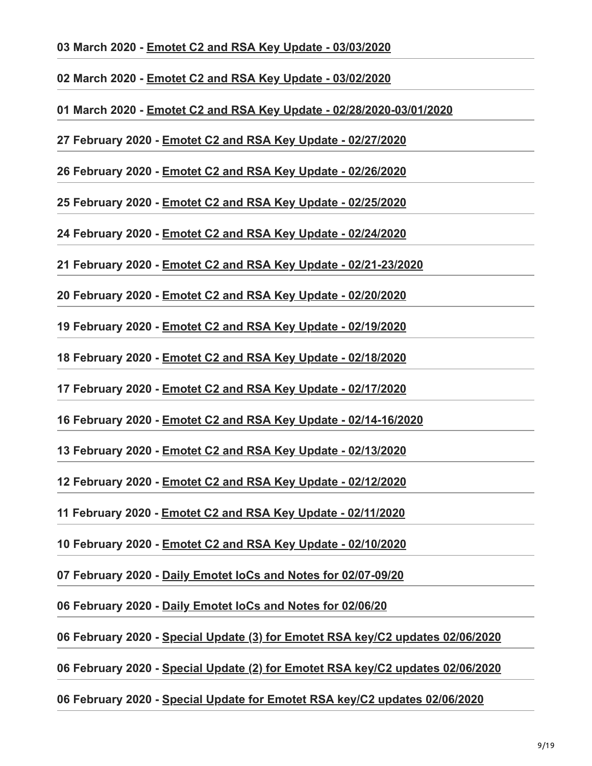**03 March 2020 - Emotet C2 and RSA Key Update - 03/03/2020**

**02 March 2020 - Emotet C2 and RSA Key Update - 03/02/2020**

**01 March 2020 - Emotet C2 and RSA Key Update - 02/28/2020-03/01/2020**

**27 February 2020 - Emotet C2 and RSA Key Update - 02/27/2020**

**26 February 2020 - Emotet C2 and RSA Key Update - 02/26/2020**

**25 February 2020 - Emotet C2 and RSA Key Update - 02/25/2020**

**24 February 2020 - Emotet C2 and RSA Key Update - 02/24/2020**

**21 February 2020 - Emotet C2 and RSA Key Update - 02/21-23/2020**

**20 February 2020 - Emotet C2 and RSA Key Update - 02/20/2020**

**19 February 2020 - Emotet C2 and RSA Key Update - 02/19/2020**

**18 February 2020 - Emotet C2 and RSA Key Update - 02/18/2020**

**17 February 2020 - Emotet C2 and RSA Key Update - 02/17/2020**

**16 February 2020 - Emotet C2 and RSA Key Update - 02/14-16/2020**

**13 February 2020 - Emotet C2 and RSA Key Update - 02/13/2020**

**12 February 2020 - Emotet C2 and RSA Key Update - 02/12/2020**

**11 February 2020 - Emotet C2 and RSA Key Update - 02/11/2020**

**10 February 2020 - Emotet C2 and RSA Key Update - 02/10/2020**

**07 February 2020 - Daily Emotet IoCs and Notes for 02/07-09/20**

**06 February 2020 - Daily Emotet IoCs and Notes for 02/06/20**

**06 February 2020 - Special Update (3) for Emotet RSA key/C2 updates 02/06/2020**

**06 February 2020 - Special Update (2) for Emotet RSA key/C2 updates 02/06/2020**

**06 February 2020 - Special Update for Emotet RSA key/C2 updates 02/06/2020**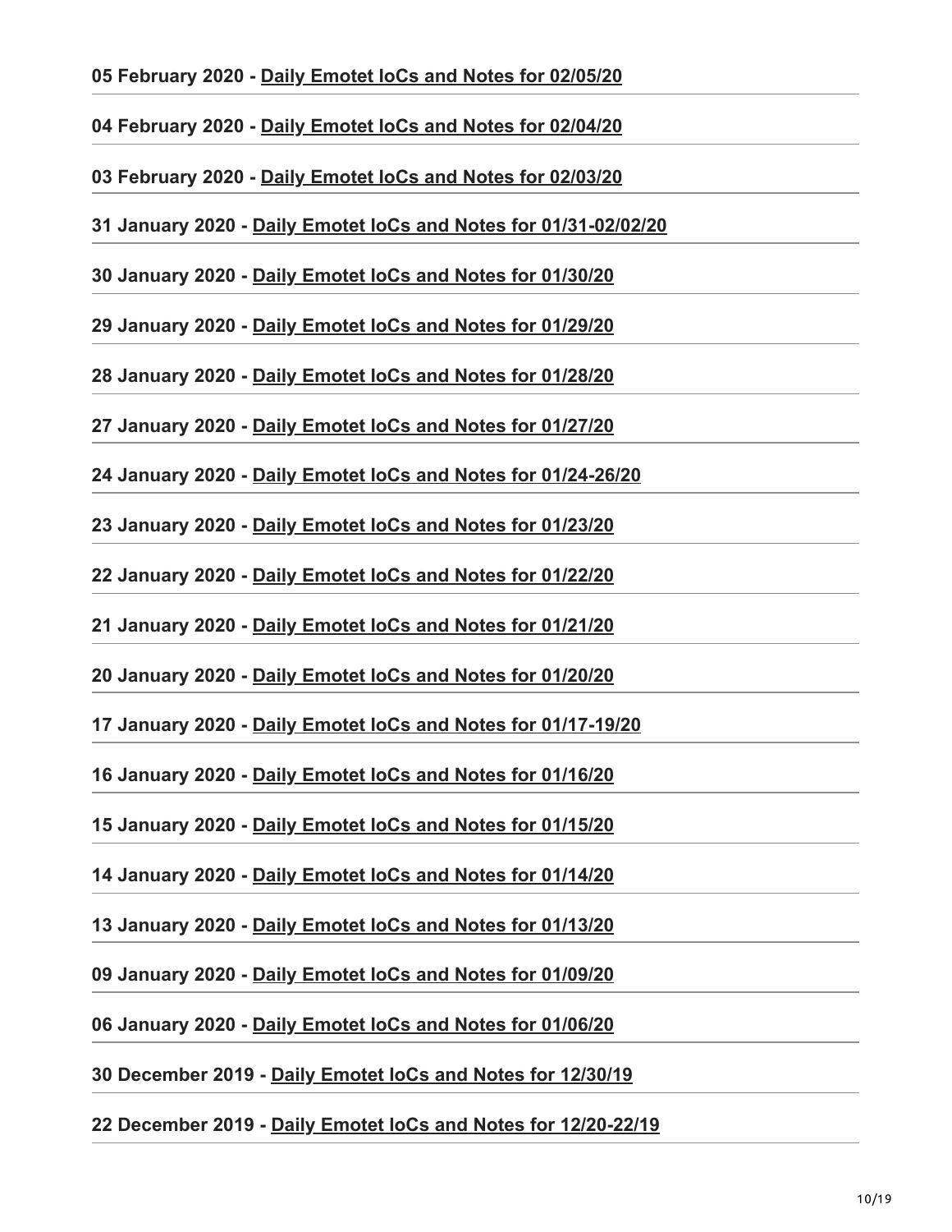**05 February 2020 - Daily Emotet IoCs and Notes for 02/05/20**

**04 February 2020 - Daily Emotet IoCs and Notes for 02/04/20**

**03 February 2020 - Daily Emotet IoCs and Notes for 02/03/20**

**31 January 2020 - Daily Emotet IoCs and Notes for 01/31-02/02/20**

**30 January 2020 - Daily Emotet IoCs and Notes for 01/30/20**

**29 January 2020 - Daily Emotet IoCs and Notes for 01/29/20**

**28 January 2020 - Daily Emotet IoCs and Notes for 01/28/20**

**27 January 2020 - Daily Emotet IoCs and Notes for 01/27/20**

**24 January 2020 - Daily Emotet IoCs and Notes for 01/24-26/20**

**23 January 2020 - Daily Emotet IoCs and Notes for 01/23/20**

**22 January 2020 - Daily Emotet IoCs and Notes for 01/22/20**

**21 January 2020 - Daily Emotet IoCs and Notes for 01/21/20**

**20 January 2020 - Daily Emotet IoCs and Notes for 01/20/20**

**17 January 2020 - Daily Emotet IoCs and Notes for 01/17-19/20**

**16 January 2020 - Daily Emotet IoCs and Notes for 01/16/20**

**15 January 2020 - Daily Emotet IoCs and Notes for 01/15/20**

**14 January 2020 - Daily Emotet IoCs and Notes for 01/14/20**

**13 January 2020 - Daily Emotet IoCs and Notes for 01/13/20**

**09 January 2020 - Daily Emotet IoCs and Notes for 01/09/20**

**06 January 2020 - Daily Emotet IoCs and Notes for 01/06/20**

**30 December 2019 - Daily Emotet IoCs and Notes for 12/30/19**

**22 December 2019 - Daily Emotet IoCs and Notes for 12/20-22/19**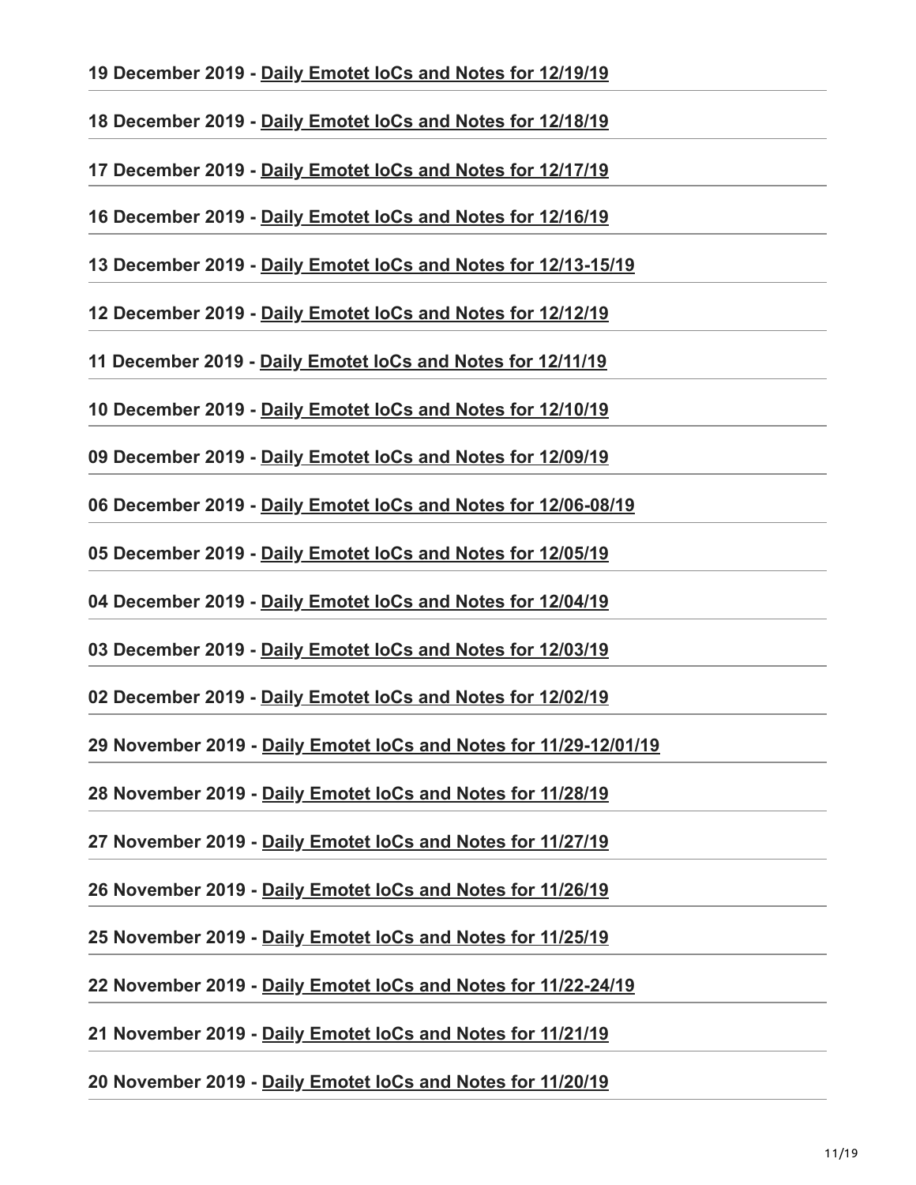**19 December 2019 - Daily Emotet IoCs and Notes for 12/19/19**

---

**18 December 2019 - Daily Emotet IoCs and Notes for 12/18/19**

---

**17 December 2019 - Daily Emotet IoCs and Notes for 12/17/19**

---

**16 December 2019 - Daily Emotet IoCs and Notes for 12/16/19**

---

**13 December 2019 - Daily Emotet IoCs and Notes for 12/13-15/19**

---

**12 December 2019 - Daily Emotet IoCs and Notes for 12/12/19**

---

**11 December 2019 - Daily Emotet IoCs and Notes for 12/11/19**

---

**10 December 2019 - Daily Emotet IoCs and Notes for 12/10/19**

---

**09 December 2019 - Daily Emotet IoCs and Notes for 12/09/19**

---

**06 December 2019 - Daily Emotet IoCs and Notes for 12/06-08/19**

---

**05 December 2019 - Daily Emotet IoCs and Notes for 12/05/19**

---

**04 December 2019 - Daily Emotet IoCs and Notes for 12/04/19**

---

**03 December 2019 - Daily Emotet IoCs and Notes for 12/03/19**

---

**02 December 2019 - Daily Emotet IoCs and Notes for 12/02/19**

---

**29 November 2019 - Daily Emotet IoCs and Notes for 11/29-12/01/19**

---

**28 November 2019 - Daily Emotet IoCs and Notes for 11/28/19**

---

**27 November 2019 - Daily Emotet IoCs and Notes for 11/27/19**

---

**26 November 2019 - Daily Emotet IoCs and Notes for 11/26/19**

---

**25 November 2019 - Daily Emotet IoCs and Notes for 11/25/19**

---

**22 November 2019 - Daily Emotet IoCs and Notes for 11/22-24/19**

---

**21 November 2019 - Daily Emotet IoCs and Notes for 11/21/19**

---

**20 November 2019 - Daily Emotet IoCs and Notes for 11/20/19**

---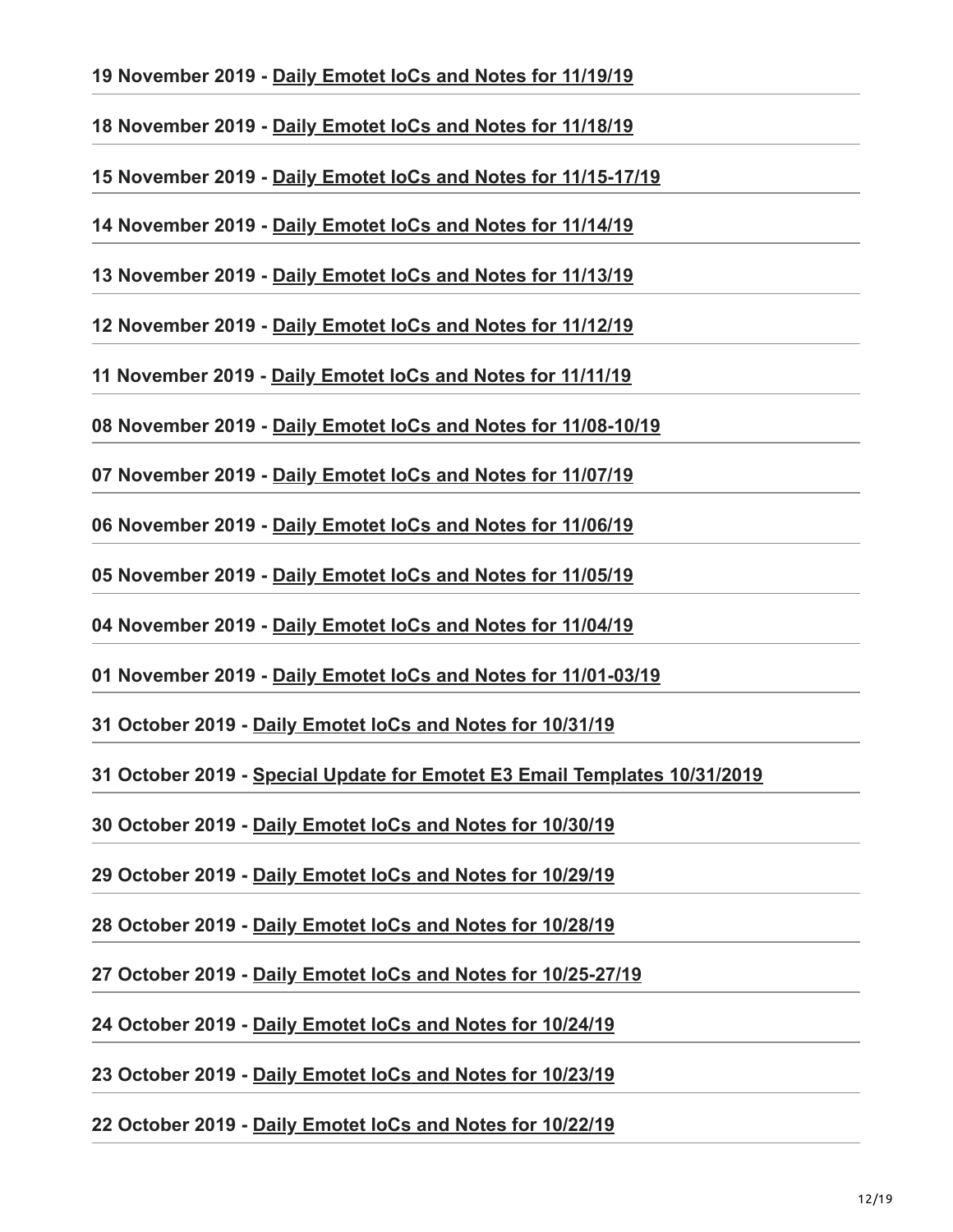**19 November 2019 - Daily Emotet IoCs and Notes for 11/19/19**

---

**18 November 2019 - Daily Emotet IoCs and Notes for 11/18/19**

---

**15 November 2019 - Daily Emotet IoCs and Notes for 11/15-17/19**

---

**14 November 2019 - Daily Emotet IoCs and Notes for 11/14/19**

---

**13 November 2019 - Daily Emotet IoCs and Notes for 11/13/19**

---

**12 November 2019 - Daily Emotet IoCs and Notes for 11/12/19**

---

**11 November 2019 - Daily Emotet IoCs and Notes for 11/11/19**

---

**08 November 2019 - Daily Emotet IoCs and Notes for 11/08-10/19**

---

**07 November 2019 - Daily Emotet IoCs and Notes for 11/07/19**

---

**06 November 2019 - Daily Emotet IoCs and Notes for 11/06/19**

---

**05 November 2019 - Daily Emotet IoCs and Notes for 11/05/19**

---

**04 November 2019 - Daily Emotet IoCs and Notes for 11/04/19**

---

**01 November 2019 - Daily Emotet IoCs and Notes for 11/01-03/19**

---

**31 October 2019 - Daily Emotet IoCs and Notes for 10/31/19**

---

**31 October 2019 - Special Update for Emotet E3 Email Templates 10/31/2019**

---

**30 October 2019 - Daily Emotet IoCs and Notes for 10/30/19**

---

**29 October 2019 - Daily Emotet IoCs and Notes for 10/29/19**

---

**28 October 2019 - Daily Emotet IoCs and Notes for 10/28/19**

---

**27 October 2019 - Daily Emotet IoCs and Notes for 10/25-27/19**

---

**24 October 2019 - Daily Emotet IoCs and Notes for 10/24/19**

---

**23 October 2019 - Daily Emotet IoCs and Notes for 10/23/19**

---

**22 October 2019 - Daily Emotet IoCs and Notes for 10/22/19**

---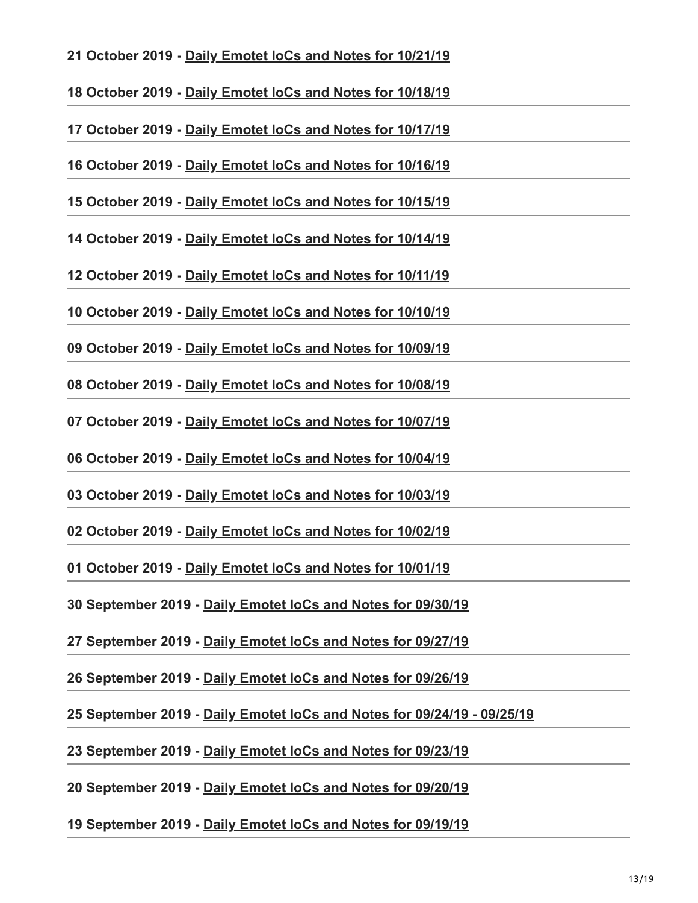**21 October 2019 - Daily Emotet IoCs and Notes for 10/21/19**

**18 October 2019 - Daily Emotet IoCs and Notes for 10/18/19**

**17 October 2019 - Daily Emotet IoCs and Notes for 10/17/19**

**16 October 2019 - Daily Emotet IoCs and Notes for 10/16/19**

**15 October 2019 - Daily Emotet IoCs and Notes for 10/15/19**

**14 October 2019 - Daily Emotet IoCs and Notes for 10/14/19**

**12 October 2019 - Daily Emotet IoCs and Notes for 10/11/19**

**10 October 2019 - Daily Emotet IoCs and Notes for 10/10/19**

**09 October 2019 - Daily Emotet IoCs and Notes for 10/09/19**

**08 October 2019 - Daily Emotet IoCs and Notes for 10/08/19**

**07 October 2019 - Daily Emotet IoCs and Notes for 10/07/19**

**06 October 2019 - Daily Emotet IoCs and Notes for 10/04/19**

**03 October 2019 - Daily Emotet IoCs and Notes for 10/03/19**

**02 October 2019 - Daily Emotet IoCs and Notes for 10/02/19**

**01 October 2019 - Daily Emotet IoCs and Notes for 10/01/19**

**30 September 2019 - Daily Emotet IoCs and Notes for 09/30/19**

**27 September 2019 - Daily Emotet IoCs and Notes for 09/27/19**

**26 September 2019 - Daily Emotet IoCs and Notes for 09/26/19**

**25 September 2019 - Daily Emotet IoCs and Notes for 09/24/19 - 09/25/19**

**23 September 2019 - Daily Emotet IoCs and Notes for 09/23/19**

**20 September 2019 - Daily Emotet IoCs and Notes for 09/20/19**

**19 September 2019 - Daily Emotet IoCs and Notes for 09/19/19**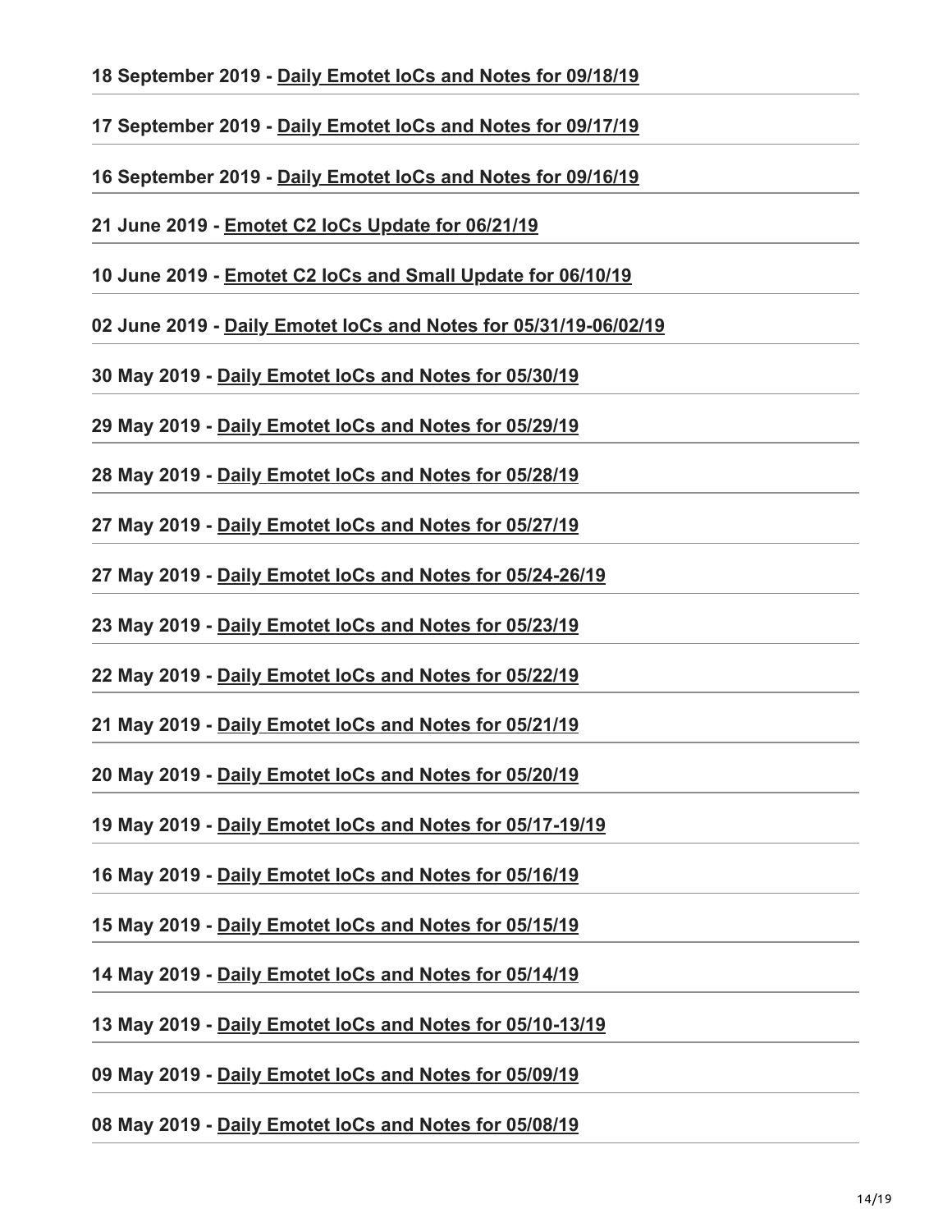**18 September 2019 -** Daily Emotet IoCs and Notes for 09/18/19

**17 September 2019 -** Daily Emotet IoCs and Notes for 09/17/19

**16 September 2019 -** Daily Emotet IoCs and Notes for 09/16/19

**21 June 2019 -** Emotet C2 IoCs Update for 06/21/19

**10 June 2019 -** Emotet C2 IoCs and Small Update for 06/10/19

**02 June 2019 -** Daily Emotet IoCs and Notes for 05/31/19-06/02/19

**30 May 2019 -** Daily Emotet IoCs and Notes for 05/30/19

**29 May 2019 -** Daily Emotet IoCs and Notes for 05/29/19

**28 May 2019 -** Daily Emotet IoCs and Notes for 05/28/19

**27 May 2019 -** Daily Emotet IoCs and Notes for 05/27/19

**27 May 2019 -** Daily Emotet IoCs and Notes for 05/24-26/19

**23 May 2019 -** Daily Emotet IoCs and Notes for 05/23/19

**22 May 2019 -** Daily Emotet IoCs and Notes for 05/22/19

**21 May 2019 -** Daily Emotet IoCs and Notes for 05/21/19

**20 May 2019 -** Daily Emotet IoCs and Notes for 05/20/19

**19 May 2019 -** Daily Emotet IoCs and Notes for 05/17-19/19

**16 May 2019 -** Daily Emotet IoCs and Notes for 05/16/19

**15 May 2019 -** Daily Emotet IoCs and Notes for 05/15/19

**14 May 2019 -** Daily Emotet IoCs and Notes for 05/14/19

**13 May 2019 -** Daily Emotet IoCs and Notes for 05/10-13/19

**09 May 2019 -** Daily Emotet IoCs and Notes for 05/09/19

**08 May 2019 -** Daily Emotet IoCs and Notes for 05/08/19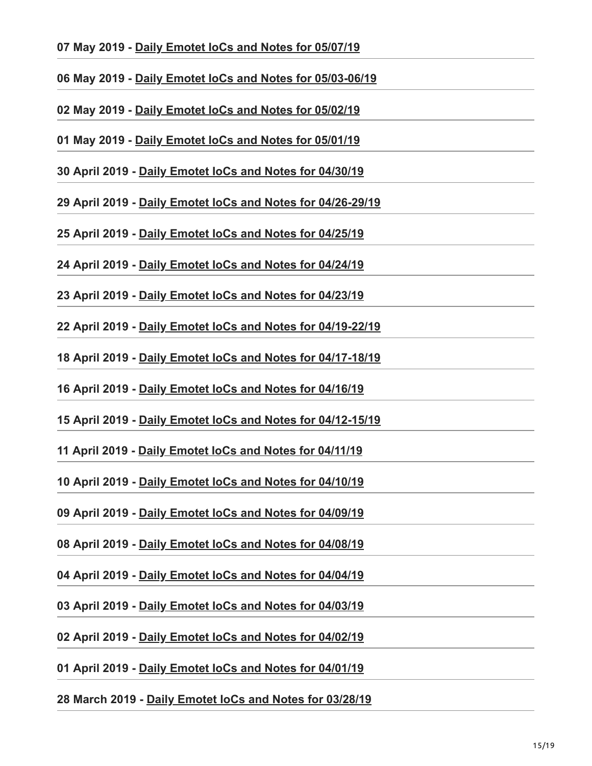**07 May 2019 - Daily Emotet IoCs and Notes for 05/07/19**

---

**06 May 2019 - Daily Emotet IoCs and Notes for 05/03-06/19**

---

**02 May 2019 - Daily Emotet IoCs and Notes for 05/02/19**

---

**01 May 2019 - Daily Emotet IoCs and Notes for 05/01/19**

---

**30 April 2019 - Daily Emotet IoCs and Notes for 04/30/19**

---

**29 April 2019 - Daily Emotet IoCs and Notes for 04/26-29/19**

---

**25 April 2019 - Daily Emotet IoCs and Notes for 04/25/19**

---

**24 April 2019 - Daily Emotet IoCs and Notes for 04/24/19**

---

**23 April 2019 - Daily Emotet IoCs and Notes for 04/23/19**

---

**22 April 2019 - Daily Emotet IoCs and Notes for 04/19-22/19**

---

**18 April 2019 - Daily Emotet IoCs and Notes for 04/17-18/19**

---

**16 April 2019 - Daily Emotet IoCs and Notes for 04/16/19**

---

**15 April 2019 - Daily Emotet IoCs and Notes for 04/12-15/19**

---

**11 April 2019 - Daily Emotet IoCs and Notes for 04/11/19**

---

**10 April 2019 - Daily Emotet IoCs and Notes for 04/10/19**

---

**09 April 2019 - Daily Emotet IoCs and Notes for 04/09/19**

---

**08 April 2019 - Daily Emotet IoCs and Notes for 04/08/19**

---

**04 April 2019 - Daily Emotet IoCs and Notes for 04/04/19**

---

**03 April 2019 - Daily Emotet IoCs and Notes for 04/03/19**

---

**02 April 2019 - Daily Emotet IoCs and Notes for 04/02/19**

---

**01 April 2019 - Daily Emotet IoCs and Notes for 04/01/19**

---

**28 March 2019 - Daily Emotet IoCs and Notes for 03/28/19**

---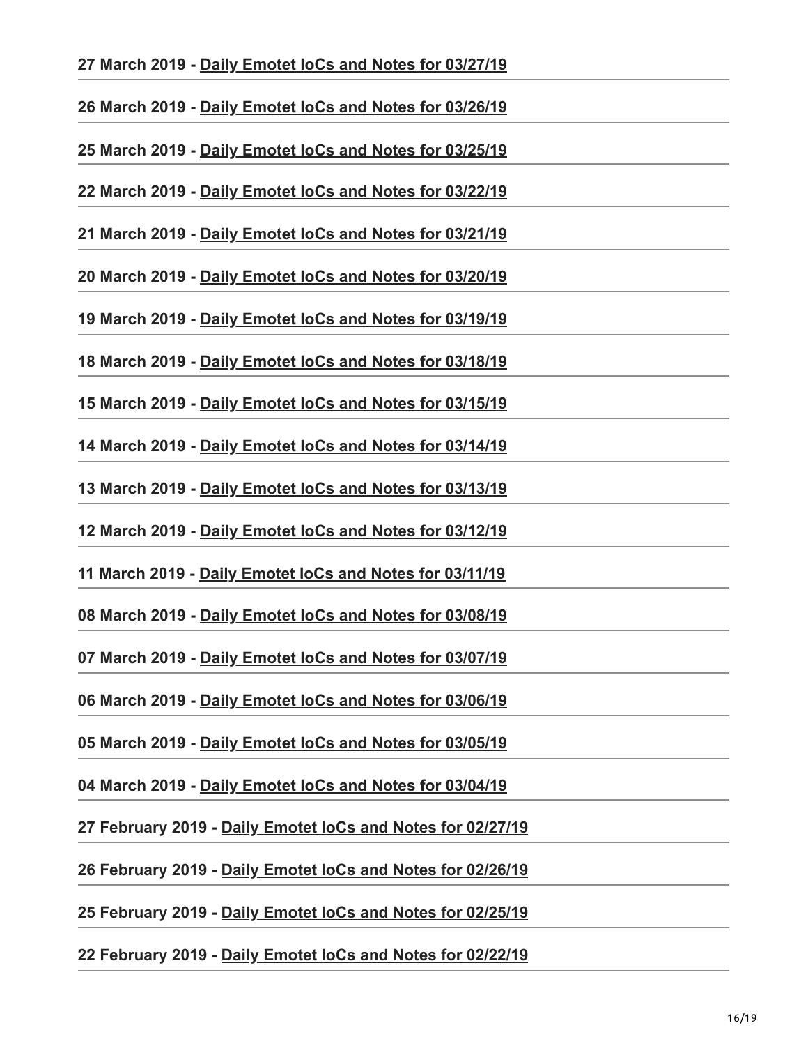**27 March 2019 - Daily Emotet IoCs and Notes for 03/27/19**

---

**26 March 2019 - Daily Emotet IoCs and Notes for 03/26/19**

---

**25 March 2019 - Daily Emotet IoCs and Notes for 03/25/19**

---

**22 March 2019 - Daily Emotet IoCs and Notes for 03/22/19**

---

**21 March 2019 - Daily Emotet IoCs and Notes for 03/21/19**

---

**20 March 2019 - Daily Emotet IoCs and Notes for 03/20/19**

---

**19 March 2019 - Daily Emotet IoCs and Notes for 03/19/19**

---

**18 March 2019 - Daily Emotet IoCs and Notes for 03/18/19**

---

**15 March 2019 - Daily Emotet IoCs and Notes for 03/15/19**

---

**14 March 2019 - Daily Emotet IoCs and Notes for 03/14/19**

---

**13 March 2019 - Daily Emotet IoCs and Notes for 03/13/19**

---

**12 March 2019 - Daily Emotet IoCs and Notes for 03/12/19**

---

**11 March 2019 - Daily Emotet IoCs and Notes for 03/11/19**

---

**08 March 2019 - Daily Emotet IoCs and Notes for 03/08/19**

---

**07 March 2019 - Daily Emotet IoCs and Notes for 03/07/19**

---

**06 March 2019 - Daily Emotet IoCs and Notes for 03/06/19**

---

**05 March 2019 - Daily Emotet IoCs and Notes for 03/05/19**

---

**04 March 2019 - Daily Emotet IoCs and Notes for 03/04/19**

---

**27 February 2019 - Daily Emotet IoCs and Notes for 02/27/19**

---

**26 February 2019 - Daily Emotet IoCs and Notes for 02/26/19**

---

**25 February 2019 - Daily Emotet IoCs and Notes for 02/25/19**

---

**22 February 2019 - Daily Emotet IoCs and Notes for 02/22/19**

---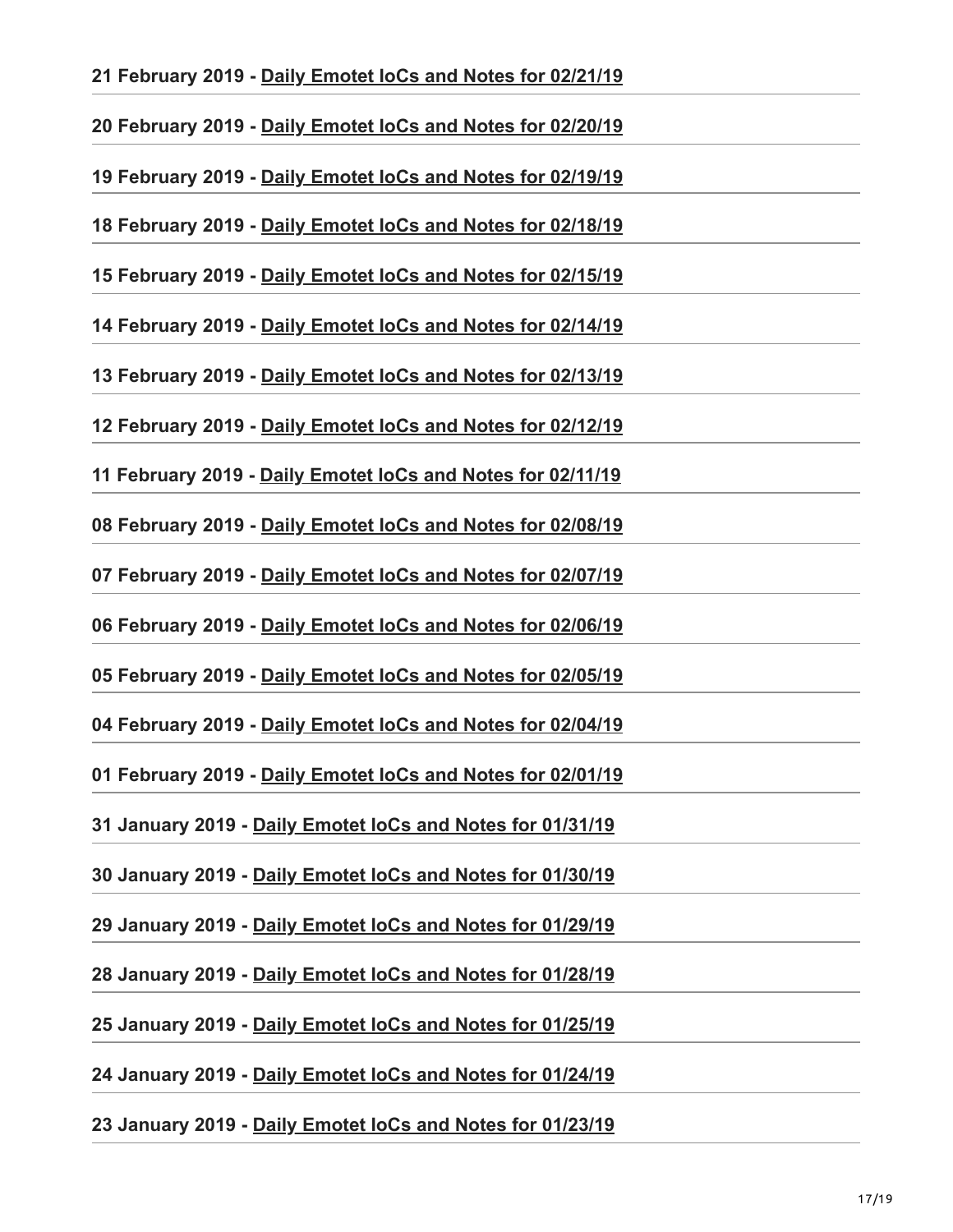**21 February 2019 - Daily Emotet IoCs and Notes for 02/21/19**

---

**20 February 2019 - Daily Emotet IoCs and Notes for 02/20/19**

---

**19 February 2019 - Daily Emotet IoCs and Notes for 02/19/19**

---

**18 February 2019 - Daily Emotet IoCs and Notes for 02/18/19**

---

**15 February 2019 - Daily Emotet IoCs and Notes for 02/15/19**

---

**14 February 2019 - Daily Emotet IoCs and Notes for 02/14/19**

---

**13 February 2019 - Daily Emotet IoCs and Notes for 02/13/19**

---

**12 February 2019 - Daily Emotet IoCs and Notes for 02/12/19**

---

**11 February 2019 - Daily Emotet IoCs and Notes for 02/11/19**

---

**08 February 2019 - Daily Emotet IoCs and Notes for 02/08/19**

---

**07 February 2019 - Daily Emotet IoCs and Notes for 02/07/19**

---

**06 February 2019 - Daily Emotet IoCs and Notes for 02/06/19**

---

**05 February 2019 - Daily Emotet IoCs and Notes for 02/05/19**

---

**04 February 2019 - Daily Emotet IoCs and Notes for 02/04/19**

---

**01 February 2019 - Daily Emotet IoCs and Notes for 02/01/19**

---

**31 January 2019 - Daily Emotet IoCs and Notes for 01/31/19**

---

**30 January 2019 - Daily Emotet IoCs and Notes for 01/30/19**

---

**29 January 2019 - Daily Emotet IoCs and Notes for 01/29/19**

---

**28 January 2019 - Daily Emotet IoCs and Notes for 01/28/19**

---

**25 January 2019 - Daily Emotet IoCs and Notes for 01/25/19**

---

**24 January 2019 - Daily Emotet IoCs and Notes for 01/24/19**

---

**23 January 2019 - Daily Emotet IoCs and Notes for 01/23/19**

---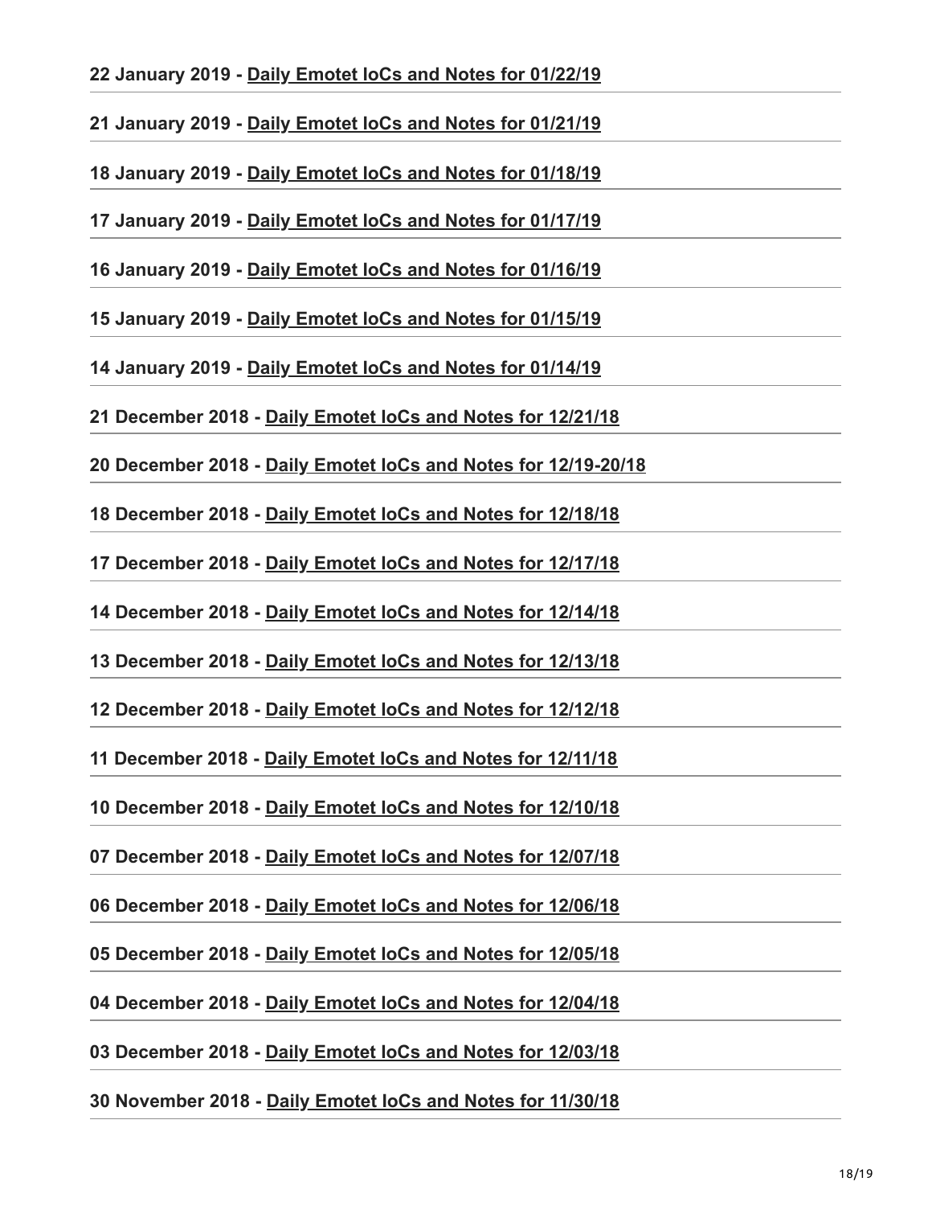**22 January 2019 - Daily Emotet IoCs and Notes for 01/22/19**

---

**21 January 2019 - Daily Emotet IoCs and Notes for 01/21/19**

---

**18 January 2019 - Daily Emotet IoCs and Notes for 01/18/19**

---

**17 January 2019 - Daily Emotet IoCs and Notes for 01/17/19**

---

**16 January 2019 - Daily Emotet IoCs and Notes for 01/16/19**

---

**15 January 2019 - Daily Emotet IoCs and Notes for 01/15/19**

---

**14 January 2019 - Daily Emotet IoCs and Notes for 01/14/19**

---

**21 December 2018 - Daily Emotet IoCs and Notes for 12/21/18**

---

**20 December 2018 - Daily Emotet IoCs and Notes for 12/19-20/18**

---

**18 December 2018 - Daily Emotet IoCs and Notes for 12/18/18**

---

**17 December 2018 - Daily Emotet IoCs and Notes for 12/17/18**

---

**14 December 2018 - Daily Emotet IoCs and Notes for 12/14/18**

---

**13 December 2018 - Daily Emotet IoCs and Notes for 12/13/18**

---

**12 December 2018 - Daily Emotet IoCs and Notes for 12/12/18**

---

**11 December 2018 - Daily Emotet IoCs and Notes for 12/11/18**

---

**10 December 2018 - Daily Emotet IoCs and Notes for 12/10/18**

---

**07 December 2018 - Daily Emotet IoCs and Notes for 12/07/18**

---

**06 December 2018 - Daily Emotet IoCs and Notes for 12/06/18**

---

**05 December 2018 - Daily Emotet IoCs and Notes for 12/05/18**

---

**04 December 2018 - Daily Emotet IoCs and Notes for 12/04/18**

---

**03 December 2018 - Daily Emotet IoCs and Notes for 12/03/18**

---

**30 November 2018 - Daily Emotet IoCs and Notes for 11/30/18**

---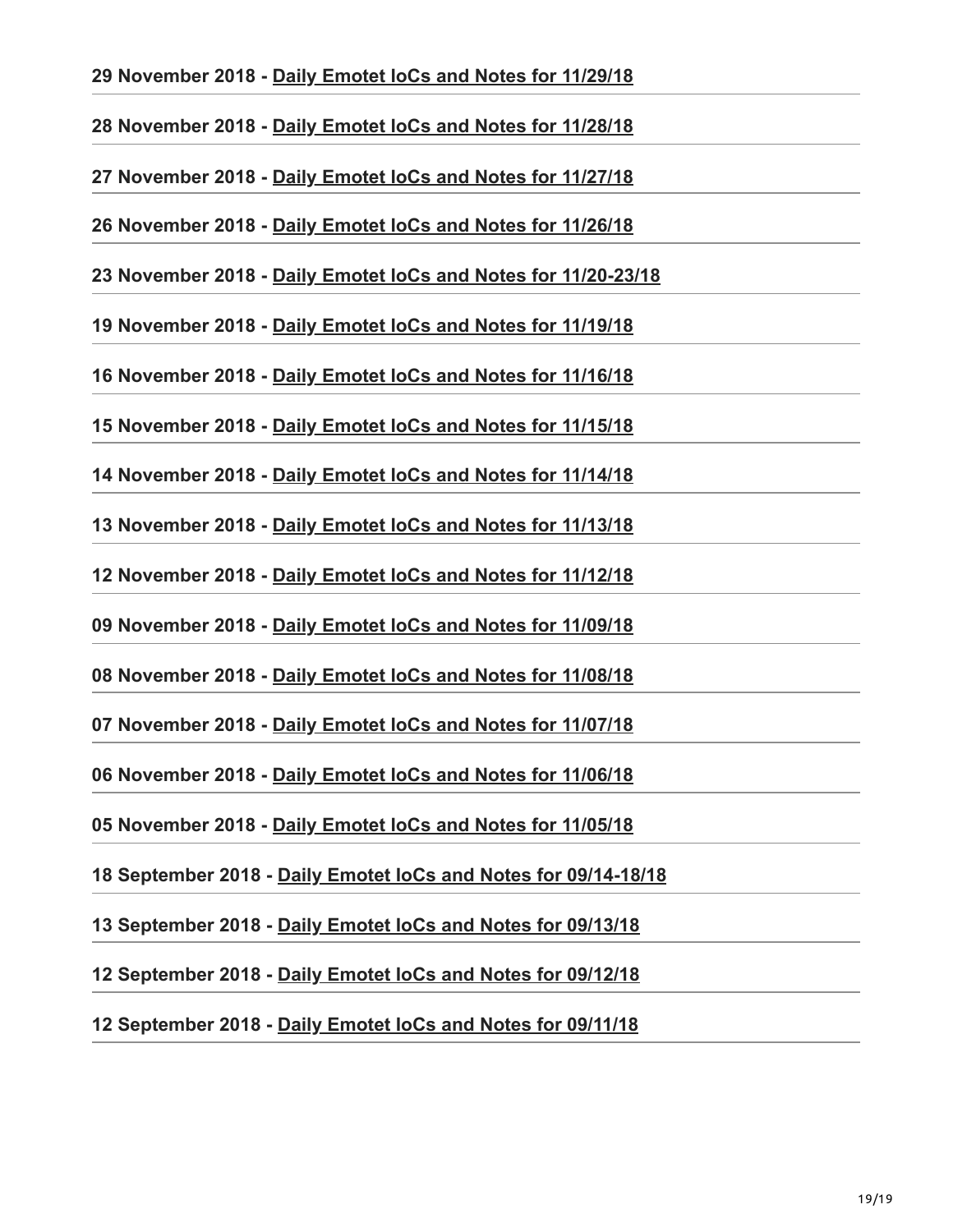**29 November 2018 - Daily Emotet IoCs and Notes for 11/29/18**

**28 November 2018 - Daily Emotet IoCs and Notes for 11/28/18**

**27 November 2018 - Daily Emotet IoCs and Notes for 11/27/18**

**26 November 2018 - Daily Emotet IoCs and Notes for 11/26/18**

**23 November 2018 - Daily Emotet IoCs and Notes for 11/20-23/18**

**19 November 2018 - Daily Emotet IoCs and Notes for 11/19/18**

**16 November 2018 - Daily Emotet IoCs and Notes for 11/16/18**

**15 November 2018 - Daily Emotet IoCs and Notes for 11/15/18**

**14 November 2018 - Daily Emotet IoCs and Notes for 11/14/18**

**13 November 2018 - Daily Emotet IoCs and Notes for 11/13/18**

**12 November 2018 - Daily Emotet IoCs and Notes for 11/12/18**

**09 November 2018 - Daily Emotet IoCs and Notes for 11/09/18**

**08 November 2018 - Daily Emotet IoCs and Notes for 11/08/18**

**07 November 2018 - Daily Emotet IoCs and Notes for 11/07/18**

**06 November 2018 - Daily Emotet IoCs and Notes for 11/06/18**

**05 November 2018 - Daily Emotet IoCs and Notes for 11/05/18**

**18 September 2018 - Daily Emotet IoCs and Notes for 09/14-18/18**

**13 September 2018 - Daily Emotet IoCs and Notes for 09/13/18**

**12 September 2018 - Daily Emotet IoCs and Notes for 09/12/18**

**12 September 2018 - Daily Emotet IoCs and Notes for 09/11/18**